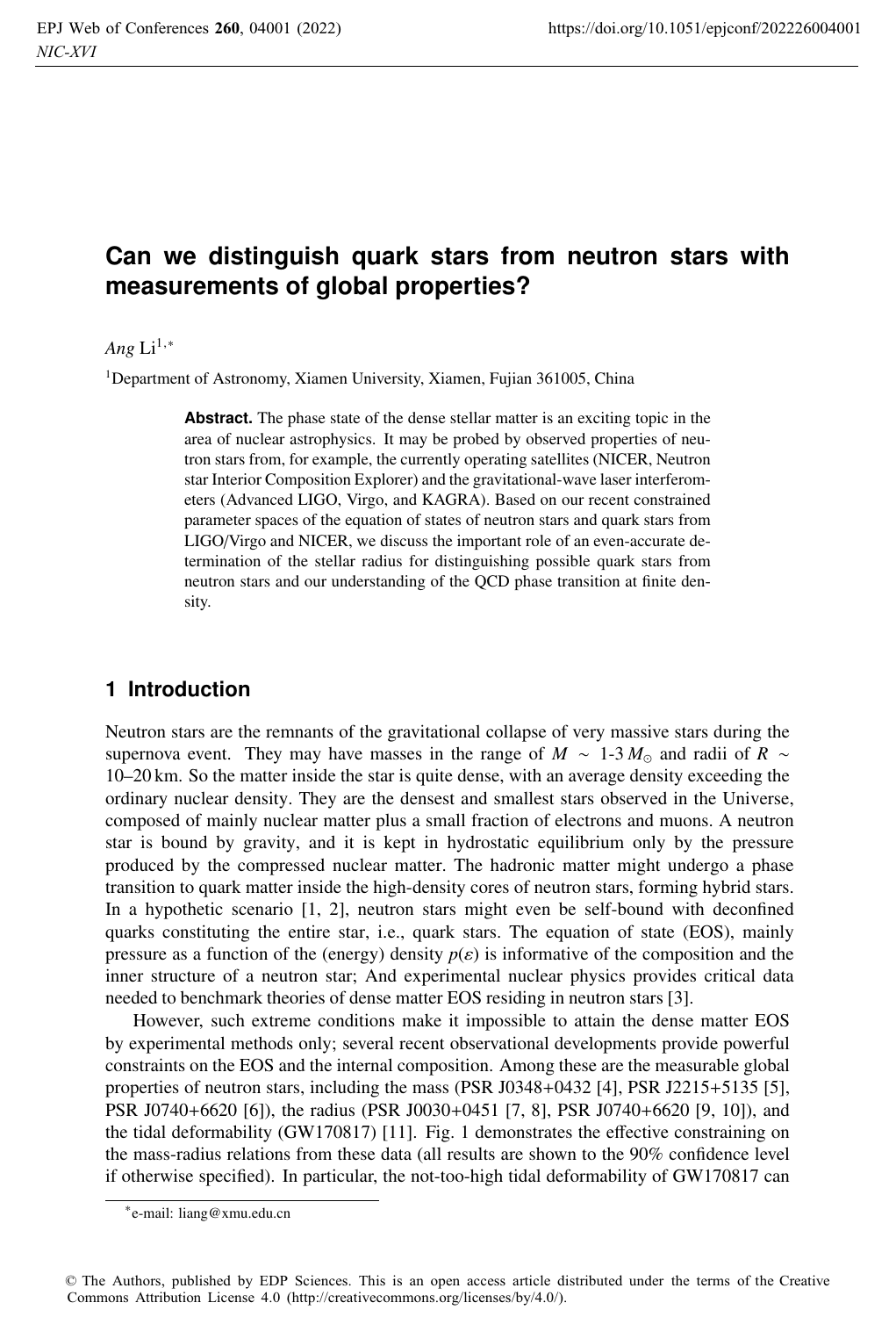# Can we distinguish quark stars from neutron stars with measurements of global properties?

*Ang* Li[1,*]

[1]Department of Astronomy, Xiamen University, Xiamen, Fujian 361005, China

**Abstract.** The phase state of the dense stellar matter is an exciting topic in the area of nuclear astrophysics. It may be probed by observed properties of neutron stars from, for example, the currently operating satellites (NICER, Neutron star Interior Composition Explorer) and the gravitational-wave laser interferometers (Advanced LIGO, Virgo, and KAGRA). Based on our recent constrained parameter spaces of the equation of states of neutron stars and quark stars from LIGO/Virgo and NICER, we discuss the important role of an even-accurate determination of the stellar radius for distinguishing possible quark stars from neutron stars and our understanding of the QCD phase transition at finite density.

## 1 Introduction

Neutron stars are the remnants of the gravitational collapse of very massive stars during the supernova event. They may have masses in the range of $M \sim$ 1-3 $M_{\odot}$ and radii of $R \sim$ 10–20 km. So the matter inside the star is quite dense, with an average density exceeding the ordinary nuclear density. They are the densest and smallest stars observed in the Universe, composed of mainly nuclear matter plus a small fraction of electrons and muons. A neutron star is bound by gravity, and it is kept in hydrostatic equilibrium only by the pressure produced by the compressed nuclear matter. The hadronic matter might undergo a phase transition to quark matter inside the high-density cores of neutron stars, forming hybrid stars. In a hypothetic scenario [1, 2], neutron stars might even be self-bound with deconfined quarks constituting the entire star, i.e., quark stars. The equation of state (EOS), mainly pressure as a function of the (energy) density $p(\varepsilon)$ is informative of the composition and the inner structure of a neutron star; And experimental nuclear physics provides critical data needed to benchmark theories of dense matter EOS residing in neutron stars [3].

However, such extreme conditions make it impossible to attain the dense matter EOS by experimental methods only; several recent observational developments provide powerful constraints on the EOS and the internal composition. Among these are the measurable global properties of neutron stars, including the mass (PSR J0348+0432 [4], PSR J2215+5135 [5], PSR J0740+6620 [6]), the radius (PSR J0030+0451 [7, 8], PSR J0740+6620 [9, 10]), and the tidal deformability (GW170817) [11]. Fig. 1 demonstrates the effective constraining on the mass-radius relations from these data (all results are shown to the 90% confidence level if otherwise specified). In particular, the not-too-high tidal deformability of GW170817 can

*e-mail: liang@xmu.edu.cn

© The Authors, published by EDP Sciences. This is an open access article distributed under the terms of the Creative Commons Attribution License 4.0 (http://creativecommons.org/licenses/by/4.0/).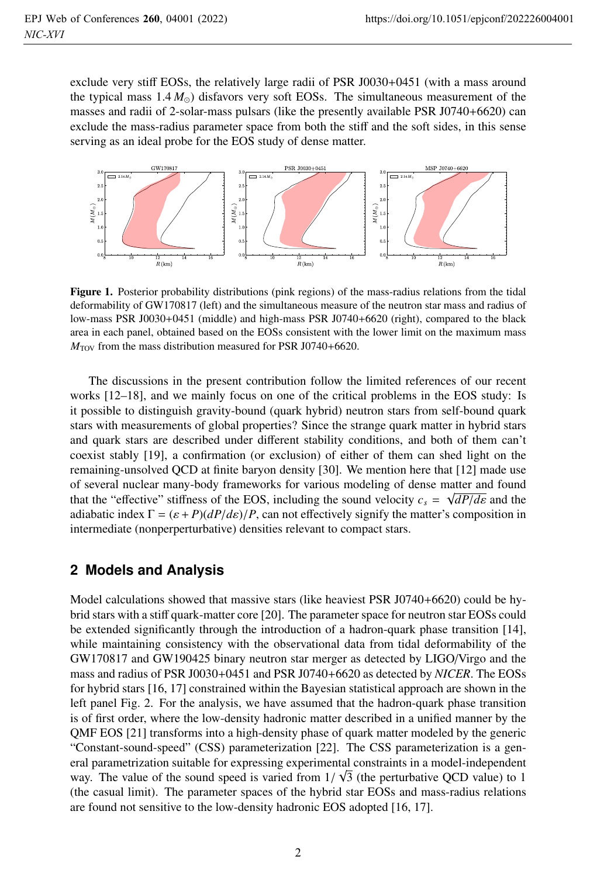exclude very stiff EOSs, the relatively large radii of PSR J0030+0451 (with a mass around the typical mass $1.4\,M_\odot$) disfavors very soft EOSs. The simultaneous measurement of the masses and radii of 2-solar-mass pulsars (like the presently available PSR J0740+6620) can exclude the mass-radius parameter space from both the stiff and the soft sides, in this sense serving as an ideal probe for the EOS study of dense matter.

**Figure 1.** Posterior probability distributions (pink regions) of the mass-radius relations from the tidal deformability of GW170817 (left) and the simultaneous measure of the neutron star mass and radius of low-mass PSR J0030+0451 (middle) and high-mass PSR J0740+6620 (right), compared to the black area in each panel, obtained based on the EOSs consistent with the lower limit on the maximum mass $M_{\rm TOV}$ from the mass distribution measured for PSR J0740+6620.

The discussions in the present contribution follow the limited references of our recent works [12–18], and we mainly focus on one of the critical problems in the EOS study: Is it possible to distinguish gravity-bound (quark hybrid) neutron stars from self-bound quark stars with measurements of global properties? Since the strange quark matter in hybrid stars and quark stars are described under different stability conditions, and both of them can't coexist stably [19], a confirmation (or exclusion) of either of them can shed light on the remaining-unsolved QCD at finite baryon density [30]. We mention here that [12] made use of several nuclear many-body frameworks for various modeling of dense matter and found that the "effective" stiffness of the EOS, including the sound velocity $c_s = \sqrt{dP/d\varepsilon}$ and the adiabatic index $\Gamma = (\varepsilon + P)(dP/d\varepsilon)/P$, can not effectively signify the matter's composition in intermediate (nonperturbative) densities relevant to compact stars.

## 2 Models and Analysis

Model calculations showed that massive stars (like heaviest PSR J0740+6620) could be hybrid stars with a stiff quark-matter core [20]. The parameter space for neutron star EOSs could be extended significantly through the introduction of a hadron-quark phase transition [14], while maintaining consistency with the observational data from tidal deformability of the GW170817 and GW190425 binary neutron star merger as detected by LIGO/Virgo and the mass and radius of PSR J0030+0451 and PSR J0740+6620 as detected by *NICER*. The EOSs for hybrid stars [16, 17] constrained within the Bayesian statistical approach are shown in the left panel Fig. 2. For the analysis, we have assumed that the hadron-quark phase transition is of first order, where the low-density hadronic matter described in a unified manner by the QMF EOS [21] transforms into a high-density phase of quark matter modeled by the generic "Constant-sound-speed" (CSS) parameterization [22]. The CSS parameterization is a general parametrization suitable for expressing experimental constraints in a model-independent way. The value of the sound speed is varied from $1/\sqrt{3}$ (the perturbative QCD value) to 1 (the casual limit). The parameter spaces of the hybrid star EOSs and mass-radius relations are found not sensitive to the low-density hadronic EOS adopted [16, 17].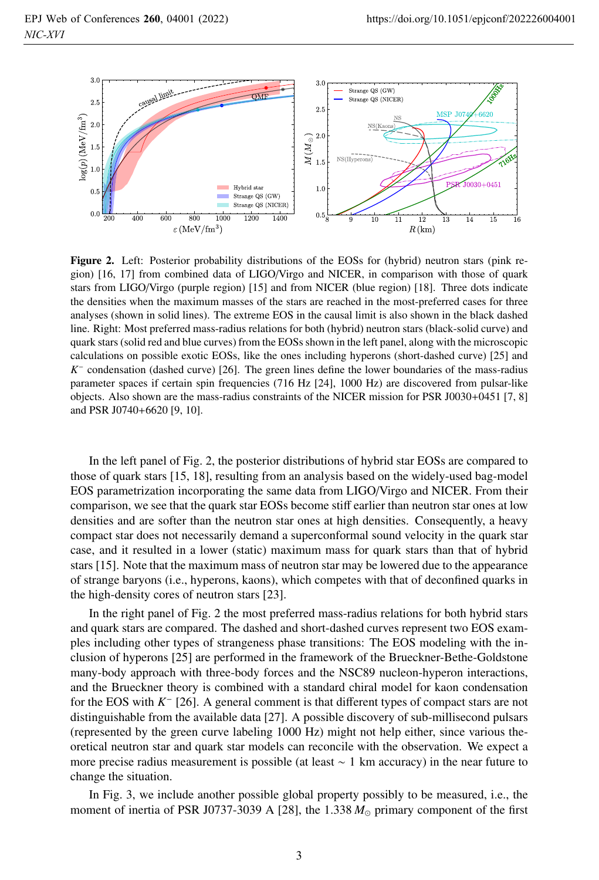**Figure 2.** Left: Posterior probability distributions of the EOSs for (hybrid) neutron stars (pink region) [16, 17] from combined data of LIGO/Virgo and NICER, in comparison with those of quark stars from LIGO/Virgo (purple region) [15] and from NICER (blue region) [18]. Three dots indicate the densities when the maximum masses of the stars are reached in the most-preferred cases for three analyses (shown in solid lines). The extreme EOS in the causal limit is also shown in the black dashed line. Right: Most preferred mass-radius relations for both (hybrid) neutron stars (black-solid curve) and quark stars (solid red and blue curves) from the EOSs shown in the left panel, along with the microscopic calculations on possible exotic EOSs, like the ones including hyperons (short-dashed curve) [25] and $K^-$ condensation (dashed curve) [26]. The green lines define the lower boundaries of the mass-radius parameter spaces if certain spin frequencies (716 Hz [24], 1000 Hz) are discovered from pulsar-like objects. Also shown are the mass-radius constraints of the NICER mission for PSR J0030+0451 [7, 8] and PSR J0740+6620 [9, 10].

In the left panel of Fig. 2, the posterior distributions of hybrid star EOSs are compared to those of quark stars [15, 18], resulting from an analysis based on the widely-used bag-model EOS parametrization incorporating the same data from LIGO/Virgo and NICER. From their comparison, we see that the quark star EOSs become stiff earlier than neutron star ones at low densities and are softer than the neutron star ones at high densities. Consequently, a heavy compact star does not necessarily demand a superconformal sound velocity in the quark star case, and it resulted in a lower (static) maximum mass for quark stars than that of hybrid stars [15]. Note that the maximum mass of neutron star may be lowered due to the appearance of strange baryons (i.e., hyperons, kaons), which competes with that of deconfined quarks in the high-density cores of neutron stars [23].

In the right panel of Fig. 2 the most preferred mass-radius relations for both hybrid stars and quark stars are compared. The dashed and short-dashed curves represent two EOS examples including other types of strangeness phase transitions: The EOS modeling with the inclusion of hyperons [25] are performed in the framework of the Brueckner-Bethe-Goldstone many-body approach with three-body forces and the NSC89 nucleon-hyperon interactions, and the Brueckner theory is combined with a standard chiral model for kaon condensation for the EOS with $K^-$ [26]. A general comment is that different types of compact stars are not distinguishable from the available data [27]. A possible discovery of sub-millisecond pulsars (represented by the green curve labeling 1000 Hz) might not help either, since various theoretical neutron star and quark star models can reconcile with the observation. We expect a more precise radius measurement is possible (at least $\sim$ 1 km accuracy) in the near future to change the situation.

In Fig. 3, we include another possible global property possibly to be measured, i.e., the moment of inertia of PSR J0737-3039 A [28], the 1.338 $M_\odot$ primary component of the first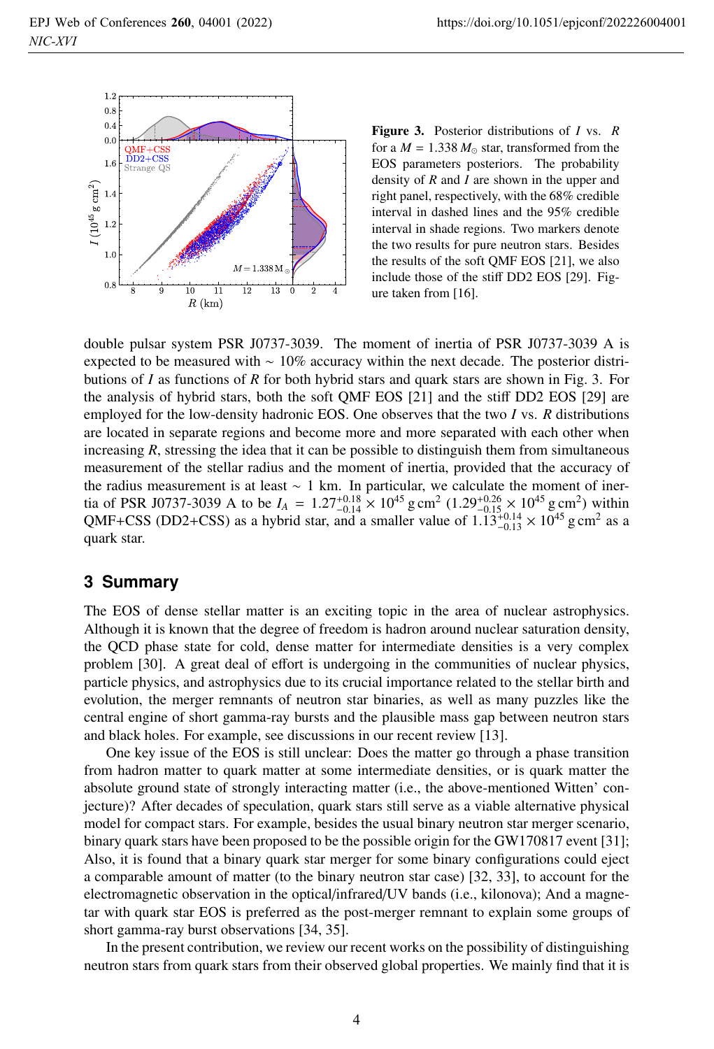**Figure 3.** Posterior distributions of $I$ vs. $R$ for a $M = 1.338\,M_{\odot}$ star, transformed from the EOS parameters posteriors. The probability density of $R$ and $I$ are shown in the upper and right panel, respectively, with the 68% credible interval in dashed lines and the 95% credible interval in shade regions. Two markers denote the two results for pure neutron stars. Besides the results of the soft QMF EOS [21], we also include those of the stiff DD2 EOS [29]. Figure taken from [16].

double pulsar system PSR J0737-3039. The moment of inertia of PSR J0737-3039 A is expected to be measured with ∼ 10% accuracy within the next decade. The posterior distributions of $I$ as functions of $R$ for both hybrid stars and quark stars are shown in Fig. 3. For the analysis of hybrid stars, both the soft QMF EOS [21] and the stiff DD2 EOS [29] are employed for the low-density hadronic EOS. One observes that the two $I$ vs. $R$ distributions are located in separate regions and become more and more separated with each other when increasing $R$, stressing the idea that it can be possible to distinguish them from simultaneous measurement of the stellar radius and the moment of inertia, provided that the accuracy of the radius measurement is at least ∼ 1 km. In particular, we calculate the moment of inertia of PSR J0737-3039 A to be $I_A = 1.27^{+0.18}_{-0.14} \times 10^{45}\,\mathrm{g\,cm^2}$ ($1.29^{+0.26}_{-0.15} \times 10^{45}\,\mathrm{g\,cm^2}$) within QMF+CSS (DD2+CSS) as a hybrid star, and a smaller value of $1.13^{+0.14}_{-0.13} \times 10^{45}\,\mathrm{g\,cm^2}$ as a quark star.

## 3 Summary

The EOS of dense stellar matter is an exciting topic in the area of nuclear astrophysics. Although it is known that the degree of freedom is hadron around nuclear saturation density, the QCD phase state for cold, dense matter for intermediate densities is a very complex problem [30]. A great deal of effort is undergoing in the communities of nuclear physics, particle physics, and astrophysics due to its crucial importance related to the stellar birth and evolution, the merger remnants of neutron star binaries, as well as many puzzles like the central engine of short gamma-ray bursts and the plausible mass gap between neutron stars and black holes. For example, see discussions in our recent review [13].

One key issue of the EOS is still unclear: Does the matter go through a phase transition from hadron matter to quark matter at some intermediate densities, or is quark matter the absolute ground state of strongly interacting matter (i.e., the above-mentioned Witten' conjecture)? After decades of speculation, quark stars still serve as a viable alternative physical model for compact stars. For example, besides the usual binary neutron star merger scenario, binary quark stars have been proposed to be the possible origin for the GW170817 event [31]; Also, it is found that a binary quark star merger for some binary configurations could eject a comparable amount of matter (to the binary neutron star case) [32, 33], to account for the electromagnetic observation in the optical/infrared/UV bands (i.e., kilonova); And a magnetar with quark star EOS is preferred as the post-merger remnant to explain some groups of short gamma-ray burst observations [34, 35].

In the present contribution, we review our recent works on the possibility of distinguishing neutron stars from quark stars from their observed global properties. We mainly find that it is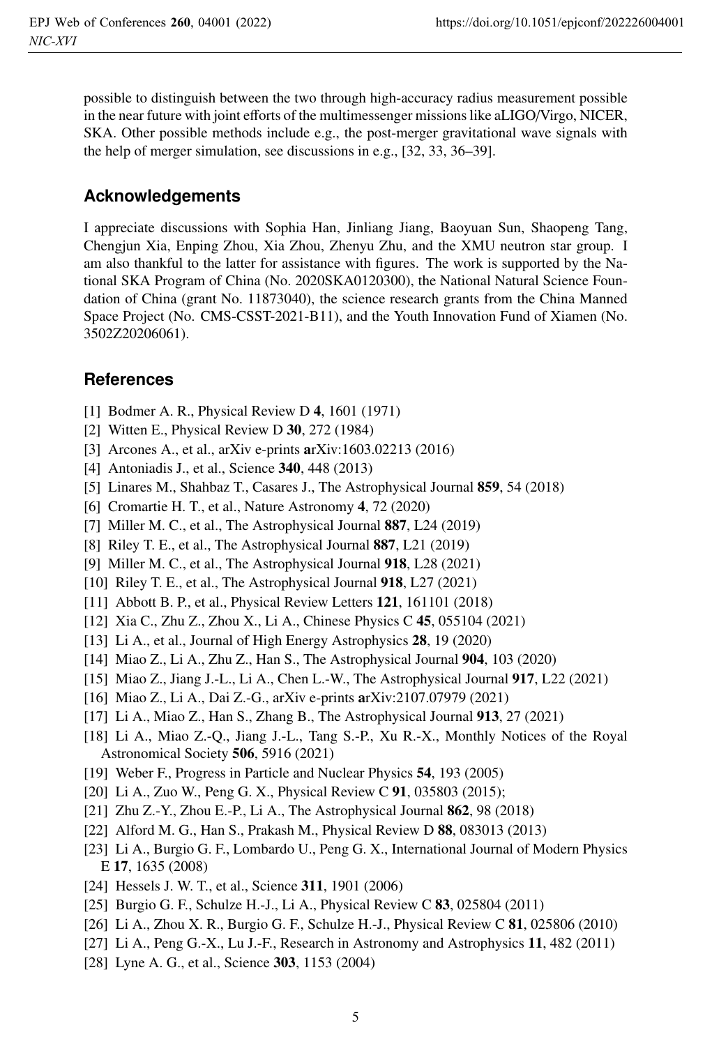possible to distinguish between the two through high-accuracy radius measurement possible in the near future with joint efforts of the multimessenger missions like aLIGO/Virgo, NICER, SKA. Other possible methods include e.g., the post-merger gravitational wave signals with the help of merger simulation, see discussions in e.g., [32, 33, 36–39].

## Acknowledgements

I appreciate discussions with Sophia Han, Jinliang Jiang, Baoyuan Sun, Shaopeng Tang, Chengjun Xia, Enping Zhou, Xia Zhou, Zhenyu Zhu, and the XMU neutron star group. I am also thankful to the latter for assistance with figures. The work is supported by the National SKA Program of China (No. 2020SKA0120300), the National Natural Science Foundation of China (grant No. 11873040), the science research grants from the China Manned Space Project (No. CMS-CSST-2021-B11), and the Youth Innovation Fund of Xiamen (No. 3502Z20206061).

## References

[1] Bodmer A. R., Physical Review D **4**, 1601 (1971)

[2] Witten E., Physical Review D **30**, 272 (1984)

[3] Arcones A., et al., arXiv e-prints **a**rXiv:1603.02213 (2016)

[4] Antoniadis J., et al., Science **340**, 448 (2013)

[5] Linares M., Shahbaz T., Casares J., The Astrophysical Journal **859**, 54 (2018)

[6] Cromartie H. T., et al., Nature Astronomy **4**, 72 (2020)

[7] Miller M. C., et al., The Astrophysical Journal **887**, L24 (2019)

[8] Riley T. E., et al., The Astrophysical Journal **887**, L21 (2019)

[9] Miller M. C., et al., The Astrophysical Journal **918**, L28 (2021)

[10] Riley T. E., et al., The Astrophysical Journal **918**, L27 (2021)

[11] Abbott B. P., et al., Physical Review Letters **121**, 161101 (2018)

[12] Xia C., Zhu Z., Zhou X., Li A., Chinese Physics C **45**, 055104 (2021)

[13] Li A., et al., Journal of High Energy Astrophysics **28**, 19 (2020)

[14] Miao Z., Li A., Zhu Z., Han S., The Astrophysical Journal **904**, 103 (2020)

[15] Miao Z., Jiang J.-L., Li A., Chen L.-W., The Astrophysical Journal **917**, L22 (2021)

[16] Miao Z., Li A., Dai Z.-G., arXiv e-prints **a**rXiv:2107.07979 (2021)

[17] Li A., Miao Z., Han S., Zhang B., The Astrophysical Journal **913**, 27 (2021)

[18] Li A., Miao Z.-Q., Jiang J.-L., Tang S.-P., Xu R.-X., Monthly Notices of the Royal Astronomical Society **506**, 5916 (2021)

[19] Weber F., Progress in Particle and Nuclear Physics **54**, 193 (2005)

[20] Li A., Zuo W., Peng G. X., Physical Review C **91**, 035803 (2015);

[21] Zhu Z.-Y., Zhou E.-P., Li A., The Astrophysical Journal **862**, 98 (2018)

[22] Alford M. G., Han S., Prakash M., Physical Review D **88**, 083013 (2013)

[23] Li A., Burgio G. F., Lombardo U., Peng G. X., International Journal of Modern Physics E **17**, 1635 (2008)

[24] Hessels J. W. T., et al., Science **311**, 1901 (2006)

[25] Burgio G. F., Schulze H.-J., Li A., Physical Review C **83**, 025804 (2011)

[26] Li A., Zhou X. R., Burgio G. F., Schulze H.-J., Physical Review C **81**, 025806 (2010)

[27] Li A., Peng G.-X., Lu J.-F., Research in Astronomy and Astrophysics **11**, 482 (2011)

[28] Lyne A. G., et al., Science **303**, 1153 (2004)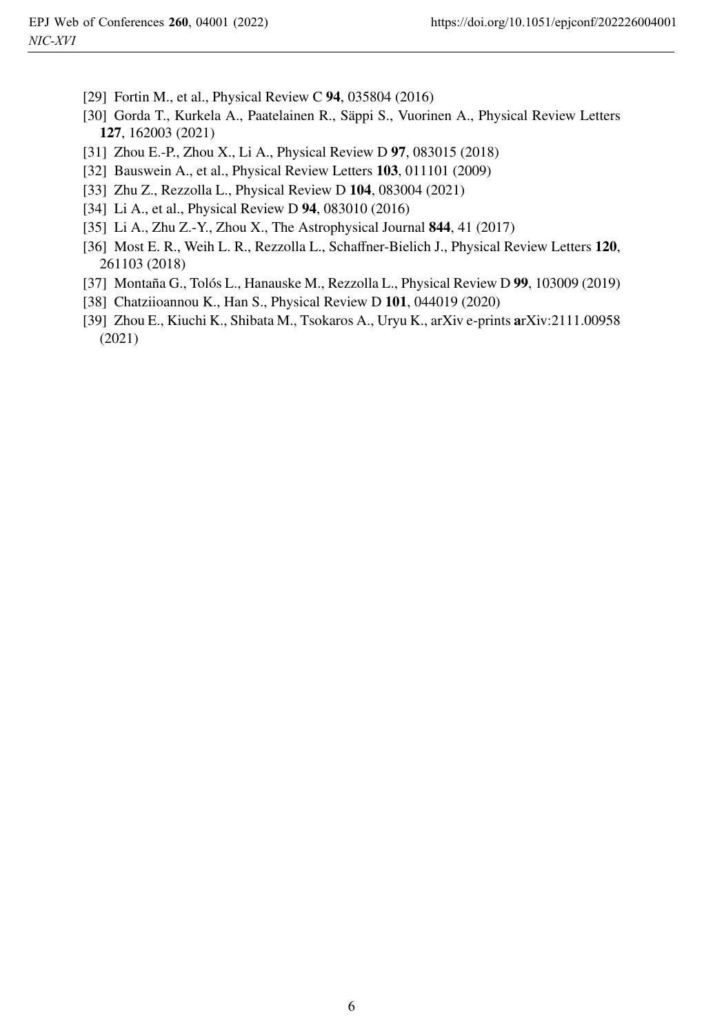[29] Fortin M., et al., Physical Review C **94**, 035804 (2016)

[30] Gorda T., Kurkela A., Paatelainen R., Säppi S., Vuorinen A., Physical Review Letters **127**, 162003 (2021)

[31] Zhou E.-P., Zhou X., Li A., Physical Review D **97**, 083015 (2018)

[32] Bauswein A., et al., Physical Review Letters **103**, 011101 (2009)

[33] Zhu Z., Rezzolla L., Physical Review D **104**, 083004 (2021)

[34] Li A., et al., Physical Review D **94**, 083010 (2016)

[35] Li A., Zhu Z.-Y., Zhou X., The Astrophysical Journal **844**, 41 (2017)

[36] Most E. R., Weih L. R., Rezzolla L., Schaffner-Bielich J., Physical Review Letters **120**, 261103 (2018)

[37] Montaña G., Tolós L., Hanauske M., Rezzolla L., Physical Review D **99**, 103009 (2019)

[38] Chatziioannou K., Han S., Physical Review D **101**, 044019 (2020)

[39] Zhou E., Kiuchi K., Shibata M., Tsokaros A., Uryu K., arXiv e-prints **a**rXiv:2111.00958 (2021)